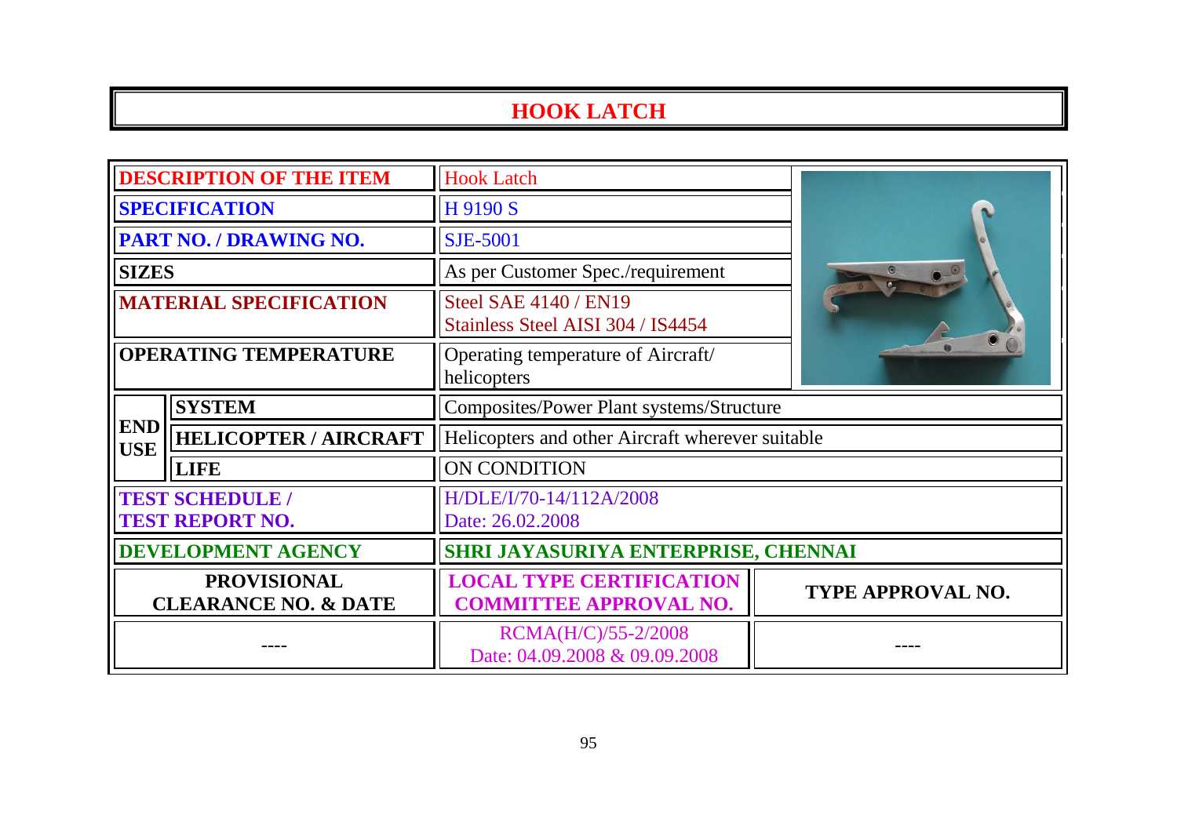# HOOK LATCH

| | | | |
|---|---|---|---|
| **DESCRIPTION OF THE ITEM** | | Hook Latch | |
| **SPECIFICATION** | | H 9190 S | |
| **PART NO. / DRAWING NO.** | | SJE-5001 | |
| **SIZES** | | As per Customer Spec./requirement | |
| **MATERIAL SPECIFICATION** | | Steel SAE 4140 / EN19<br>Stainless Steel AISI 304 / IS4454 | |
| **OPERATING TEMPERATURE** | | Operating temperature of Aircraft/ helicopters | |
| **END USE** | **SYSTEM** | Composites/Power Plant systems/Structure | |
| | **HELICOPTER / AIRCRAFT** | Helicopters and other Aircraft wherever suitable | |
| | **LIFE** | ON CONDITION | |
| **TEST SCHEDULE / TEST REPORT NO.** | | H/DLE/I/70-14/112A/2008<br>Date: 26.02.2008 | |
| **DEVELOPMENT AGENCY** | | **SHRI JAYASURIYA ENTERPRISE, CHENNAI** | |
| **PROVISIONAL CLEARANCE NO. & DATE** | | **LOCAL TYPE CERTIFICATION COMMITTEE APPROVAL NO.** | **TYPE APPROVAL NO.** |
| ---- | | RCMA(H/C)/55-2/2008<br>Date: 04.09.2008 & 09.09.2008 | ---- |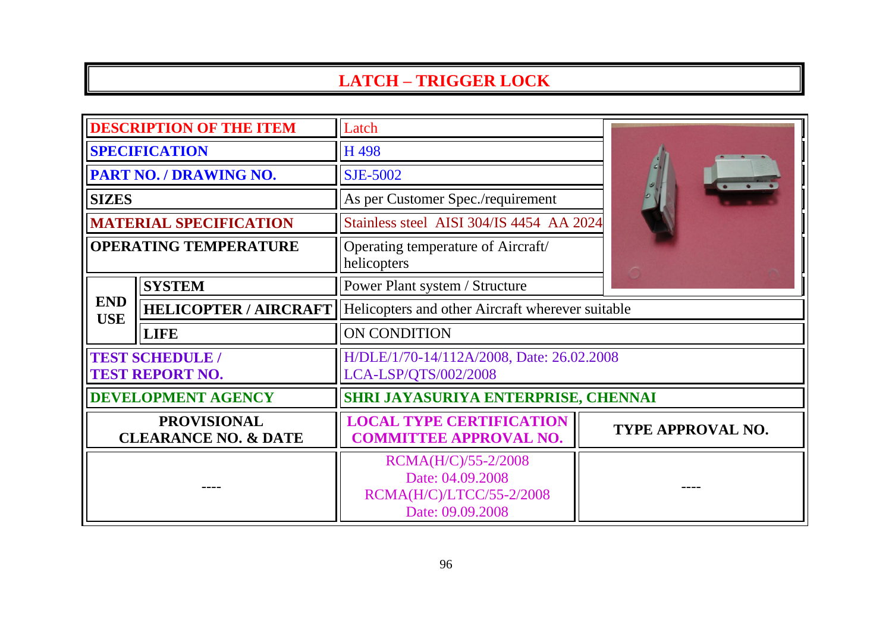# LATCH – TRIGGER LOCK

| | | | |
|---|---|---|---|
| **DESCRIPTION OF THE ITEM** | | Latch | |
| **SPECIFICATION** | | H 498 | |
| **PART NO. / DRAWING NO.** | | SJE-5002 | |
| **SIZES** | | As per Customer Spec./requirement | |
| **MATERIAL SPECIFICATION** | | Stainless steel AISI 304/IS 4454 AA 2024 | |
| **OPERATING TEMPERATURE** | | Operating temperature of Aircraft/ helicopters | |
| **END USE** | **SYSTEM** | Power Plant system / Structure | |
| | **HELICOPTER / AIRCRAFT** | Helicopters and other Aircraft wherever suitable | |
| | **LIFE** | ON CONDITION | |
| **TEST SCHEDULE / TEST REPORT NO.** | | H/DLE/1/70-14/112A/2008, Date: 26.02.2008<br>LCA-LSP/QTS/002/2008 | |
| **DEVELOPMENT AGENCY** | | **SHRI JAYASURIYA ENTERPRISE, CHENNAI** | |
| **PROVISIONAL CLEARANCE NO. & DATE** | | **LOCAL TYPE CERTIFICATION COMMITTEE APPROVAL NO.** | **TYPE APPROVAL NO.** |
| ---- | | RCMA(H/C)/55-2/2008<br>Date: 04.09.2008<br>RCMA(H/C)/LTCC/55-2/2008<br>Date: 09.09.2008 | ---- |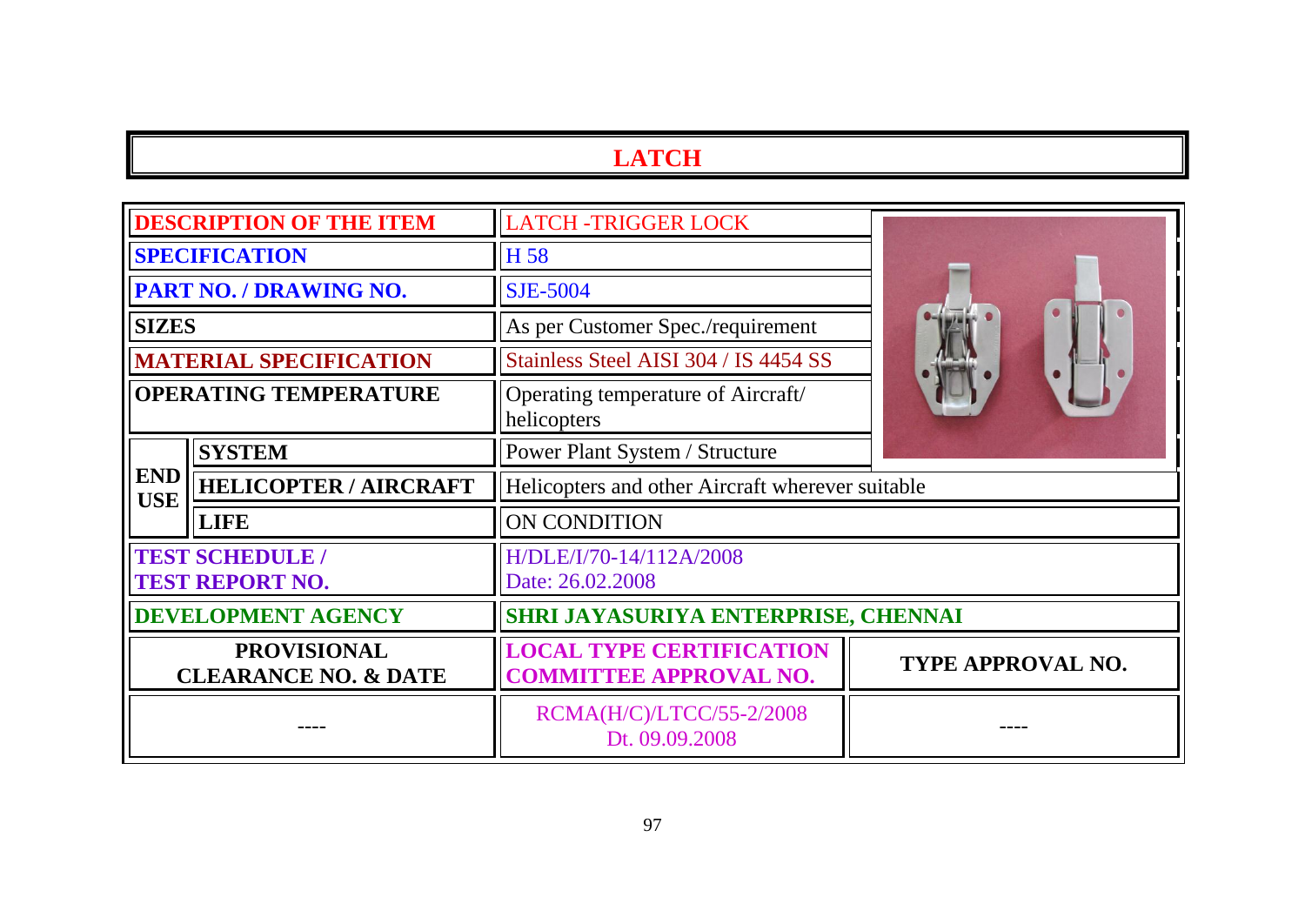# LATCH

| | | |
|---|---|---|
| **DESCRIPTION OF THE ITEM** | | LATCH -TRIGGER LOCK |
| **SPECIFICATION** | | H 58 |
| **PART NO. / DRAWING NO.** | | SJE-5004 |
| **SIZES** | | As per Customer Spec./requirement |
| **MATERIAL SPECIFICATION** | | Stainless Steel AISI 304 / IS 4454 SS |
| **OPERATING TEMPERATURE** | | Operating temperature of Aircraft/ helicopters |
| **END USE** | **SYSTEM** | Power Plant System / Structure |
| | **HELICOPTER / AIRCRAFT** | Helicopters and other Aircraft wherever suitable |
| | **LIFE** | ON CONDITION |
| **TEST SCHEDULE / TEST REPORT NO.** | | H/DLE/I/70-14/112A/2008 Date: 26.02.2008 |
| **DEVELOPMENT AGENCY** | | **SHRI JAYASURIYA ENTERPRISE, CHENNAI** |

| **PROVISIONAL CLEARANCE NO. & DATE** | **LOCAL TYPE CERTIFICATION COMMITTEE APPROVAL NO.** | **TYPE APPROVAL NO.** |
|---|---|---|
| ---- | RCMA(H/C)/LTCC/55-2/2008 Dt. 09.09.2008 | ---- |